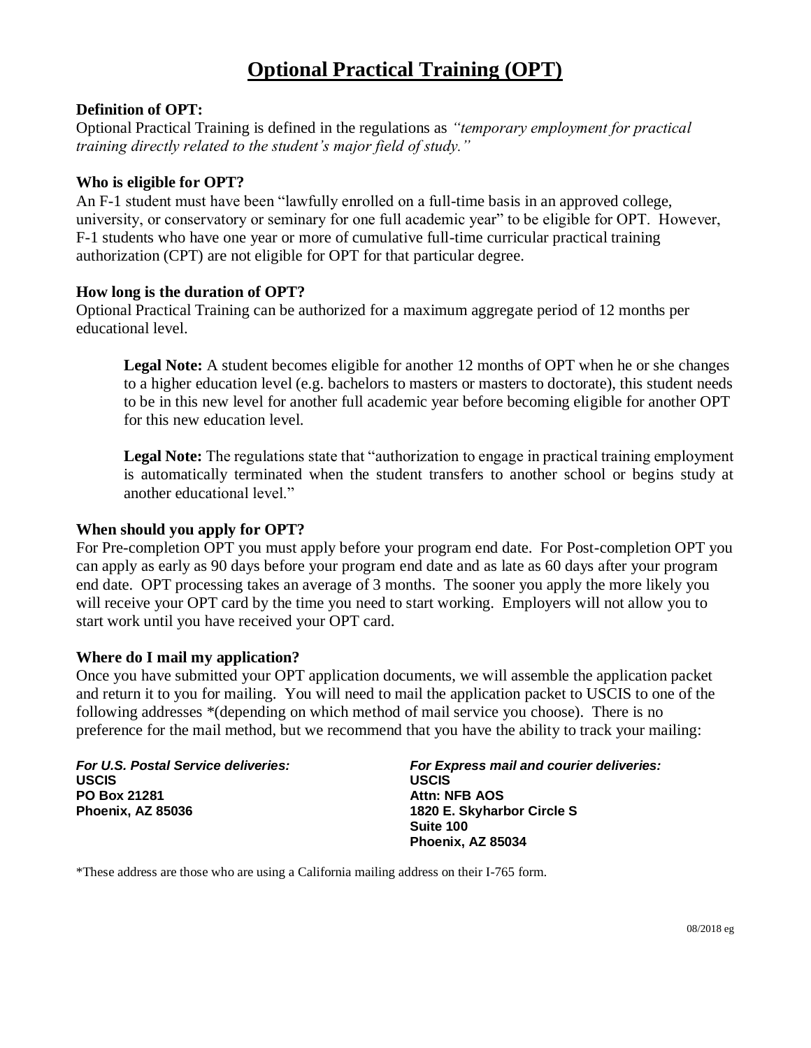# Optional Practical Training (OPT)

**Definition of OPT:**
Optional Practical Training is defined in the regulations as *"temporary employment for practical training directly related to the student's major field of study."*

**Who is eligible for OPT?**
An F-1 student must have been "lawfully enrolled on a full-time basis in an approved college, university, or conservatory or seminary for one full academic year" to be eligible for OPT. However, F-1 students who have one year or more of cumulative full-time curricular practical training authorization (CPT) are not eligible for OPT for that particular degree.

**How long is the duration of OPT?**
Optional Practical Training can be authorized for a maximum aggregate period of 12 months per educational level.

> **Legal Note:** A student becomes eligible for another 12 months of OPT when he or she changes to a higher education level (e.g. bachelors to masters or masters to doctorate), this student needs to be in this new level for another full academic year before becoming eligible for another OPT for this new education level.
>
> **Legal Note:** The regulations state that "authorization to engage in practical training employment is automatically terminated when the student transfers to another school or begins study at another educational level."

**When should you apply for OPT?**
For Pre-completion OPT you must apply before your program end date. For Post-completion OPT you can apply as early as 90 days before your program end date and as late as 60 days after your program end date. OPT processing takes an average of 3 months. The sooner you apply the more likely you will receive your OPT card by the time you need to start working. Employers will not allow you to start work until you have received your OPT card.

**Where do I mail my application?**
Once you have submitted your OPT application documents, we will assemble the application packet and return it to you for mailing. You will need to mail the application packet to USCIS to one of the following addresses *(depending on which method of mail service you choose). There is no preference for the mail method, but we recommend that you have the ability to track your mailing:

***For U.S. Postal Service deliveries:***
**USCIS**
**PO Box 21281**
**Phoenix, AZ 85036**

***For Express mail and courier deliveries:***
**USCIS**
**Attn: NFB AOS**
**1820 E. Skyharbor Circle S**
**Suite 100**
**Phoenix, AZ 85034**

*These address are those who are using a California mailing address on their I-765 form.

08/2018 eg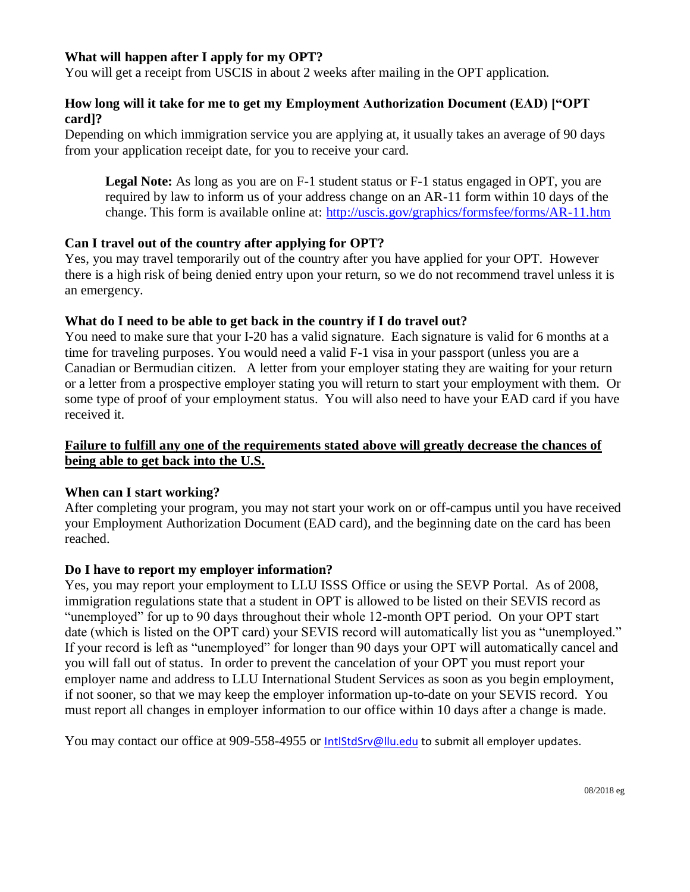**What will happen after I apply for my OPT?**

You will get a receipt from USCIS in about 2 weeks after mailing in the OPT application.

**How long will it take for me to get my Employment Authorization Document (EAD) ["OPT card]?**

Depending on which immigration service you are applying at, it usually takes an average of 90 days from your application receipt date, for you to receive your card.

> **Legal Note:** As long as you are on F-1 student status or F-1 status engaged in OPT, you are required by law to inform us of your address change on an AR-11 form within 10 days of the change. This form is available online at: http://uscis.gov/graphics/formsfee/forms/AR-11.htm

**Can I travel out of the country after applying for OPT?**

Yes, you may travel temporarily out of the country after you have applied for your OPT. However there is a high risk of being denied entry upon your return, so we do not recommend travel unless it is an emergency.

**What do I need to be able to get back in the country if I do travel out?**

You need to make sure that your I-20 has a valid signature. Each signature is valid for 6 months at a time for traveling purposes. You would need a valid F-1 visa in your passport (unless you are a Canadian or Bermudian citizen. A letter from your employer stating they are waiting for your return or a letter from a prospective employer stating you will return to start your employment with them. Or some type of proof of your employment status. You will also need to have your EAD card if you have received it.

**<u>Failure to fulfill any one of the requirements stated above will greatly decrease the chances of being able to get back into the U.S.</u>**

**When can I start working?**

After completing your program, you may not start your work on or off-campus until you have received your Employment Authorization Document (EAD card), and the beginning date on the card has been reached.

**Do I have to report my employer information?**

Yes, you may report your employment to LLU ISSS Office or using the SEVP Portal. As of 2008, immigration regulations state that a student in OPT is allowed to be listed on their SEVIS record as "unemployed" for up to 90 days throughout their whole 12-month OPT period. On your OPT start date (which is listed on the OPT card) your SEVIS record will automatically list you as "unemployed." If your record is left as "unemployed" for longer than 90 days your OPT will automatically cancel and you will fall out of status. In order to prevent the cancelation of your OPT you must report your employer name and address to LLU International Student Services as soon as you begin employment, if not sooner, so that we may keep the employer information up-to-date on your SEVIS record. You must report all changes in employer information to our office within 10 days after a change is made.

You may contact our office at 909-558-4955 or IntlStdSrv@llu.edu to submit all employer updates.

08/2018 eg